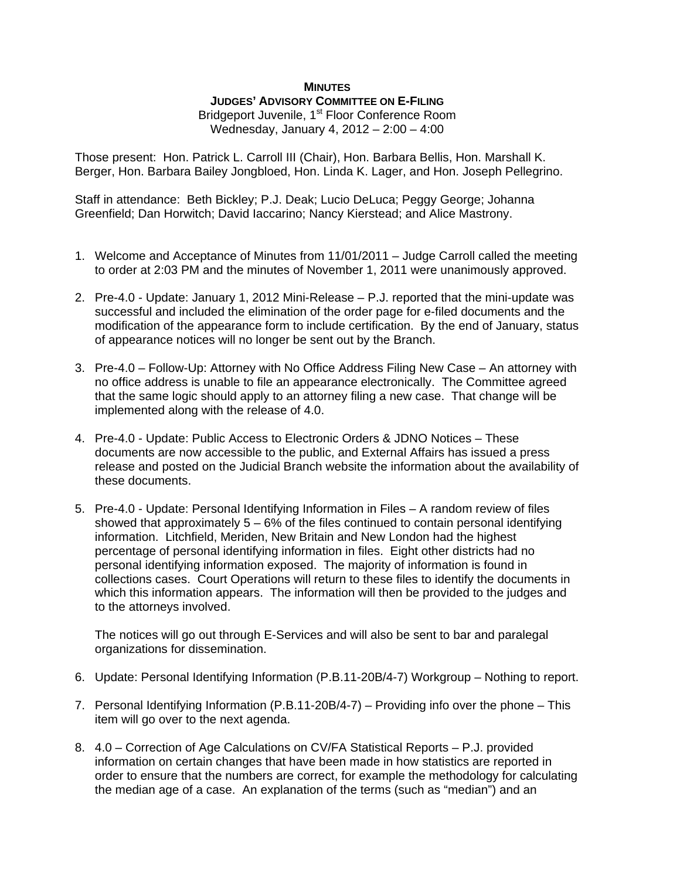**MINUTES**
**JUDGES' ADVISORY COMMITTEE ON E-FILING**
Bridgeport Juvenile, 1st Floor Conference Room
Wednesday, January 4, 2012 – 2:00 – 4:00

Those present: Hon. Patrick L. Carroll III (Chair), Hon. Barbara Bellis, Hon. Marshall K. Berger, Hon. Barbara Bailey Jongbloed, Hon. Linda K. Lager, and Hon. Joseph Pellegrino.

Staff in attendance: Beth Bickley; P.J. Deak; Lucio DeLuca; Peggy George; Johanna Greenfield; Dan Horwitch; David Iaccarino; Nancy Kierstead; and Alice Mastrony.

1. Welcome and Acceptance of Minutes from 11/01/2011 – Judge Carroll called the meeting to order at 2:03 PM and the minutes of November 1, 2011 were unanimously approved.

2. Pre-4.0 - Update: January 1, 2012 Mini-Release – P.J. reported that the mini-update was successful and included the elimination of the order page for e-filed documents and the modification of the appearance form to include certification. By the end of January, status of appearance notices will no longer be sent out by the Branch.

3. Pre-4.0 – Follow-Up: Attorney with No Office Address Filing New Case – An attorney with no office address is unable to file an appearance electronically. The Committee agreed that the same logic should apply to an attorney filing a new case. That change will be implemented along with the release of 4.0.

4. Pre-4.0 - Update: Public Access to Electronic Orders & JDNO Notices – These documents are now accessible to the public, and External Affairs has issued a press release and posted on the Judicial Branch website the information about the availability of these documents.

5. Pre-4.0 - Update: Personal Identifying Information in Files – A random review of files showed that approximately 5 – 6% of the files continued to contain personal identifying information. Litchfield, Meriden, New Britain and New London had the highest percentage of personal identifying information in files. Eight other districts had no personal identifying information exposed. The majority of information is found in collections cases. Court Operations will return to these files to identify the documents in which this information appears. The information will then be provided to the judges and to the attorneys involved.

   The notices will go out through E-Services and will also be sent to bar and paralegal organizations for dissemination.

6. Update: Personal Identifying Information (P.B.11-20B/4-7) Workgroup – Nothing to report.

7. Personal Identifying Information (P.B.11-20B/4-7) – Providing info over the phone – This item will go over to the next agenda.

8. 4.0 – Correction of Age Calculations on CV/FA Statistical Reports – P.J. provided information on certain changes that have been made in how statistics are reported in order to ensure that the numbers are correct, for example the methodology for calculating the median age of a case. An explanation of the terms (such as "median") and an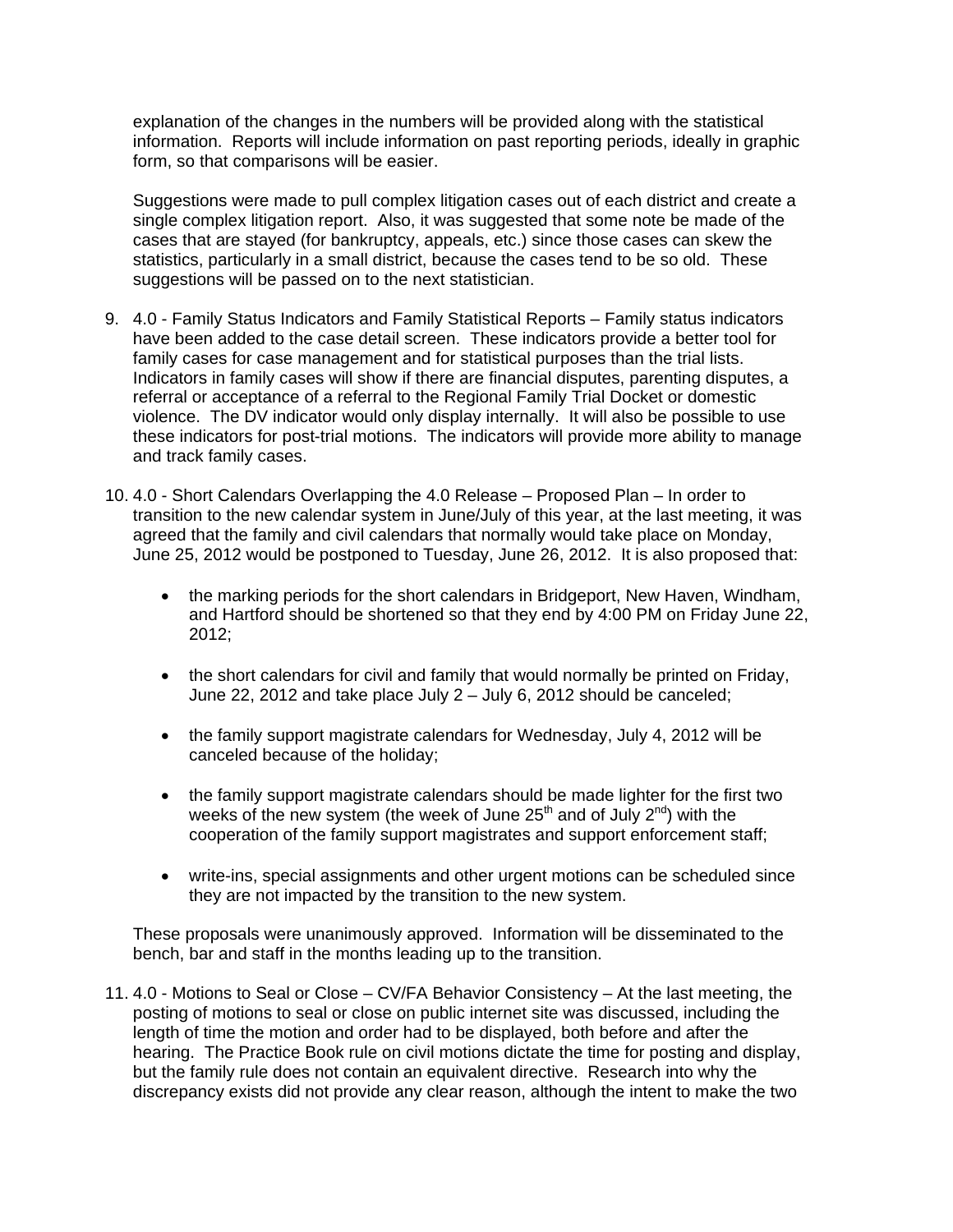explanation of the changes in the numbers will be provided along with the statistical information. Reports will include information on past reporting periods, ideally in graphic form, so that comparisons will be easier.

Suggestions were made to pull complex litigation cases out of each district and create a single complex litigation report. Also, it was suggested that some note be made of the cases that are stayed (for bankruptcy, appeals, etc.) since those cases can skew the statistics, particularly in a small district, because the cases tend to be so old. These suggestions will be passed on to the next statistician.

9. 4.0 - Family Status Indicators and Family Statistical Reports – Family status indicators have been added to the case detail screen. These indicators provide a better tool for family cases for case management and for statistical purposes than the trial lists. Indicators in family cases will show if there are financial disputes, parenting disputes, a referral or acceptance of a referral to the Regional Family Trial Docket or domestic violence. The DV indicator would only display internally. It will also be possible to use these indicators for post-trial motions. The indicators will provide more ability to manage and track family cases.

10. 4.0 - Short Calendars Overlapping the 4.0 Release – Proposed Plan – In order to transition to the new calendar system in June/July of this year, at the last meeting, it was agreed that the family and civil calendars that normally would take place on Monday, June 25, 2012 would be postponed to Tuesday, June 26, 2012. It is also proposed that:

    - the marking periods for the short calendars in Bridgeport, New Haven, Windham, and Hartford should be shortened so that they end by 4:00 PM on Friday June 22, 2012;

    - the short calendars for civil and family that would normally be printed on Friday, June 22, 2012 and take place July 2 – July 6, 2012 should be canceled;

    - the family support magistrate calendars for Wednesday, July 4, 2012 will be canceled because of the holiday;

    - the family support magistrate calendars should be made lighter for the first two weeks of the new system (the week of June 25th and of July 2nd) with the cooperation of the family support magistrates and support enforcement staff;

    - write-ins, special assignments and other urgent motions can be scheduled since they are not impacted by the transition to the new system.

    These proposals were unanimously approved. Information will be disseminated to the bench, bar and staff in the months leading up to the transition.

11. 4.0 - Motions to Seal or Close – CV/FA Behavior Consistency – At the last meeting, the posting of motions to seal or close on public internet site was discussed, including the length of time the motion and order had to be displayed, both before and after the hearing. The Practice Book rule on civil motions dictate the time for posting and display, but the family rule does not contain an equivalent directive. Research into why the discrepancy exists did not provide any clear reason, although the intent to make the two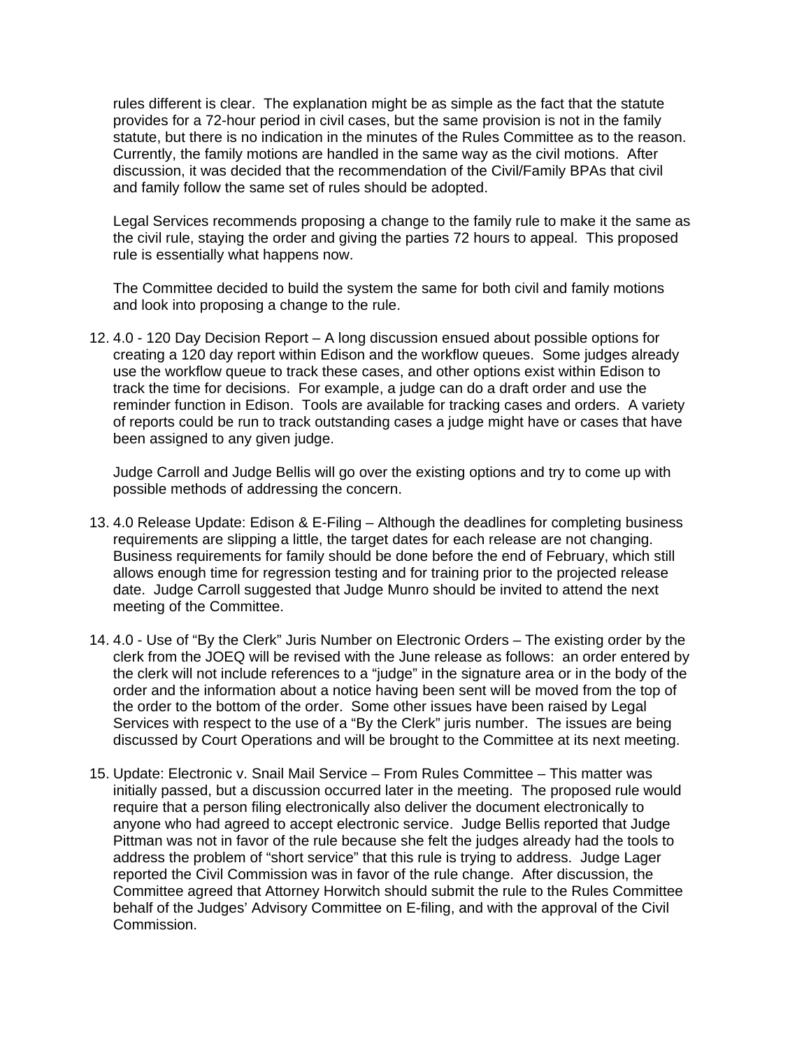rules different is clear. The explanation might be as simple as the fact that the statute provides for a 72-hour period in civil cases, but the same provision is not in the family statute, but there is no indication in the minutes of the Rules Committee as to the reason. Currently, the family motions are handled in the same way as the civil motions. After discussion, it was decided that the recommendation of the Civil/Family BPAs that civil and family follow the same set of rules should be adopted.

Legal Services recommends proposing a change to the family rule to make it the same as the civil rule, staying the order and giving the parties 72 hours to appeal. This proposed rule is essentially what happens now.

The Committee decided to build the system the same for both civil and family motions and look into proposing a change to the rule.

12. 4.0 - 120 Day Decision Report – A long discussion ensued about possible options for creating a 120 day report within Edison and the workflow queues. Some judges already use the workflow queue to track these cases, and other options exist within Edison to track the time for decisions. For example, a judge can do a draft order and use the reminder function in Edison. Tools are available for tracking cases and orders. A variety of reports could be run to track outstanding cases a judge might have or cases that have been assigned to any given judge.

   Judge Carroll and Judge Bellis will go over the existing options and try to come up with possible methods of addressing the concern.

13. 4.0 Release Update: Edison & E-Filing – Although the deadlines for completing business requirements are slipping a little, the target dates for each release are not changing. Business requirements for family should be done before the end of February, which still allows enough time for regression testing and for training prior to the projected release date. Judge Carroll suggested that Judge Munro should be invited to attend the next meeting of the Committee.

14. 4.0 - Use of "By the Clerk" Juris Number on Electronic Orders – The existing order by the clerk from the JOEQ will be revised with the June release as follows: an order entered by the clerk will not include references to a "judge" in the signature area or in the body of the order and the information about a notice having been sent will be moved from the top of the order to the bottom of the order. Some other issues have been raised by Legal Services with respect to the use of a "By the Clerk" juris number. The issues are being discussed by Court Operations and will be brought to the Committee at its next meeting.

15. Update: Electronic v. Snail Mail Service – From Rules Committee – This matter was initially passed, but a discussion occurred later in the meeting. The proposed rule would require that a person filing electronically also deliver the document electronically to anyone who had agreed to accept electronic service. Judge Bellis reported that Judge Pittman was not in favor of the rule because she felt the judges already had the tools to address the problem of "short service" that this rule is trying to address. Judge Lager reported the Civil Commission was in favor of the rule change. After discussion, the Committee agreed that Attorney Horwitch should submit the rule to the Rules Committee behalf of the Judges' Advisory Committee on E-filing, and with the approval of the Civil Commission.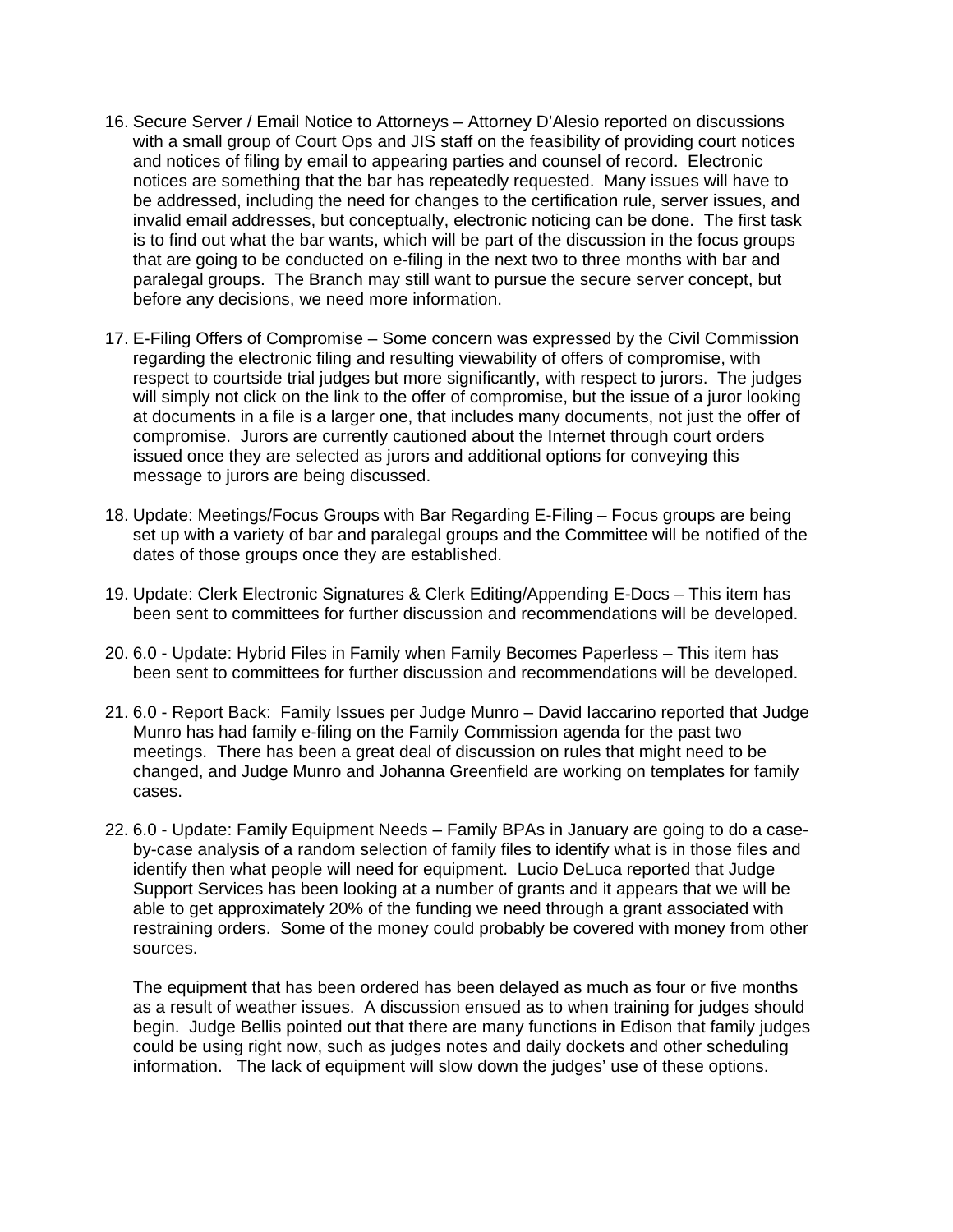16. Secure Server / Email Notice to Attorneys – Attorney D'Alesio reported on discussions with a small group of Court Ops and JIS staff on the feasibility of providing court notices and notices of filing by email to appearing parties and counsel of record. Electronic notices are something that the bar has repeatedly requested. Many issues will have to be addressed, including the need for changes to the certification rule, server issues, and invalid email addresses, but conceptually, electronic noticing can be done. The first task is to find out what the bar wants, which will be part of the discussion in the focus groups that are going to be conducted on e-filing in the next two to three months with bar and paralegal groups. The Branch may still want to pursue the secure server concept, but before any decisions, we need more information.

17. E-Filing Offers of Compromise – Some concern was expressed by the Civil Commission regarding the electronic filing and resulting viewability of offers of compromise, with respect to courtside trial judges but more significantly, with respect to jurors. The judges will simply not click on the link to the offer of compromise, but the issue of a juror looking at documents in a file is a larger one, that includes many documents, not just the offer of compromise. Jurors are currently cautioned about the Internet through court orders issued once they are selected as jurors and additional options for conveying this message to jurors are being discussed.

18. Update: Meetings/Focus Groups with Bar Regarding E-Filing – Focus groups are being set up with a variety of bar and paralegal groups and the Committee will be notified of the dates of those groups once they are established.

19. Update: Clerk Electronic Signatures & Clerk Editing/Appending E-Docs – This item has been sent to committees for further discussion and recommendations will be developed.

20. 6.0 - Update: Hybrid Files in Family when Family Becomes Paperless – This item has been sent to committees for further discussion and recommendations will be developed.

21. 6.0 - Report Back: Family Issues per Judge Munro – David Iaccarino reported that Judge Munro has had family e-filing on the Family Commission agenda for the past two meetings. There has been a great deal of discussion on rules that might need to be changed, and Judge Munro and Johanna Greenfield are working on templates for family cases.

22. 6.0 - Update: Family Equipment Needs – Family BPAs in January are going to do a case-by-case analysis of a random selection of family files to identify what is in those files and identify then what people will need for equipment. Lucio DeLuca reported that Judge Support Services has been looking at a number of grants and it appears that we will be able to get approximately 20% of the funding we need through a grant associated with restraining orders. Some of the money could probably be covered with money from other sources.

    The equipment that has been ordered has been delayed as much as four or five months as a result of weather issues. A discussion ensued as to when training for judges should begin. Judge Bellis pointed out that there are many functions in Edison that family judges could be using right now, such as judges notes and daily dockets and other scheduling information. The lack of equipment will slow down the judges' use of these options.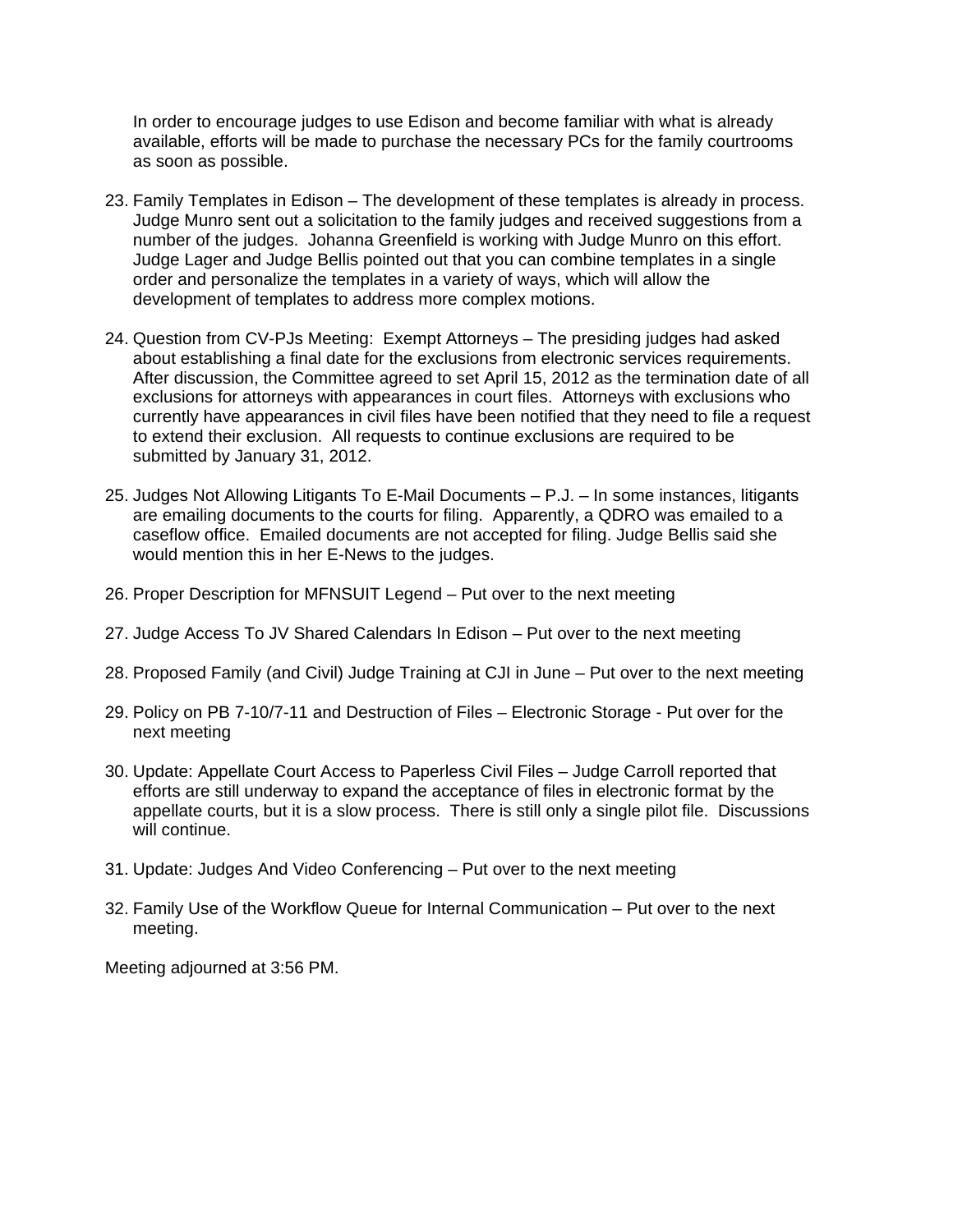In order to encourage judges to use Edison and become familiar with what is already available, efforts will be made to purchase the necessary PCs for the family courtrooms as soon as possible.

23. Family Templates in Edison – The development of these templates is already in process. Judge Munro sent out a solicitation to the family judges and received suggestions from a number of the judges. Johanna Greenfield is working with Judge Munro on this effort. Judge Lager and Judge Bellis pointed out that you can combine templates in a single order and personalize the templates in a variety of ways, which will allow the development of templates to address more complex motions.

24. Question from CV-PJs Meeting: Exempt Attorneys – The presiding judges had asked about establishing a final date for the exclusions from electronic services requirements. After discussion, the Committee agreed to set April 15, 2012 as the termination date of all exclusions for attorneys with appearances in court files. Attorneys with exclusions who currently have appearances in civil files have been notified that they need to file a request to extend their exclusion. All requests to continue exclusions are required to be submitted by January 31, 2012.

25. Judges Not Allowing Litigants To E-Mail Documents – P.J. – In some instances, litigants are emailing documents to the courts for filing. Apparently, a QDRO was emailed to a caseflow office. Emailed documents are not accepted for filing. Judge Bellis said she would mention this in her E-News to the judges.

26. Proper Description for MFNSUIT Legend – Put over to the next meeting

27. Judge Access To JV Shared Calendars In Edison – Put over to the next meeting

28. Proposed Family (and Civil) Judge Training at CJI in June – Put over to the next meeting

29. Policy on PB 7-10/7-11 and Destruction of Files – Electronic Storage - Put over for the next meeting

30. Update: Appellate Court Access to Paperless Civil Files – Judge Carroll reported that efforts are still underway to expand the acceptance of files in electronic format by the appellate courts, but it is a slow process. There is still only a single pilot file. Discussions will continue.

31. Update: Judges And Video Conferencing – Put over to the next meeting

32. Family Use of the Workflow Queue for Internal Communication – Put over to the next meeting.

Meeting adjourned at 3:56 PM.